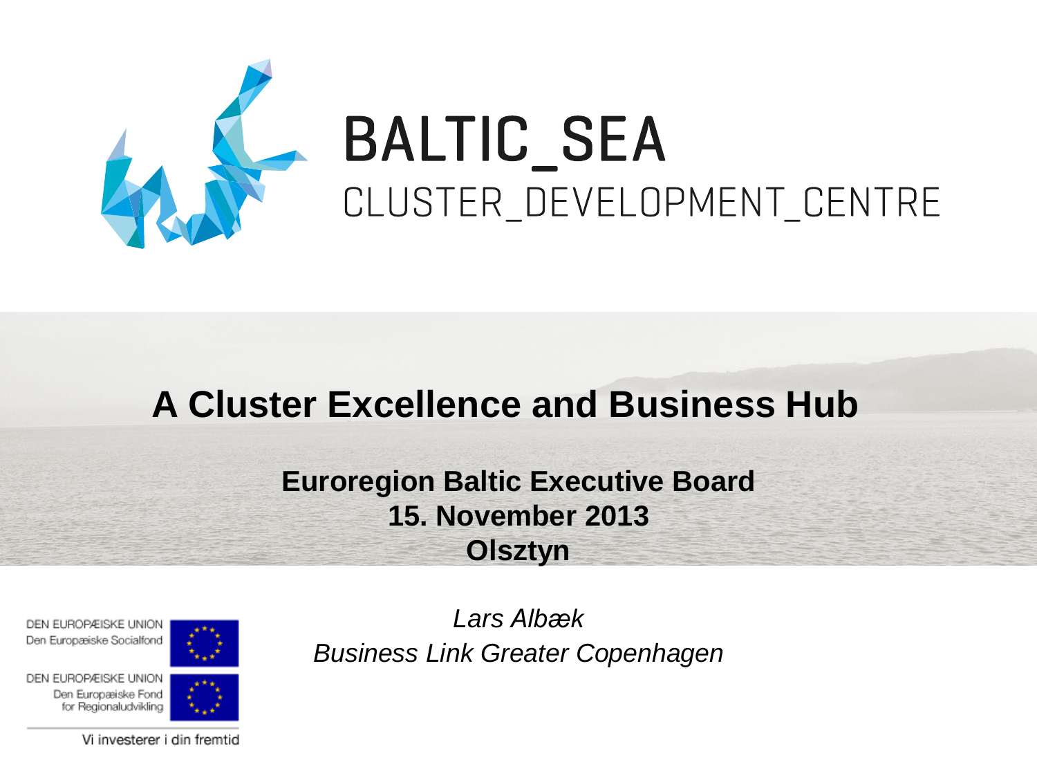# BALTIC_SEA

CLUSTER_DEVELOPMENT_CENTRE

## A Cluster Excellence and Business Hub

**Euroregion Baltic Executive Board**
**15. November 2013**
**Olsztyn**

DEN EUROPÆISKE UNION
Den Europæiske Socialfond

DEN EUROPÆISKE UNION
Den Europæiske Fond for Regionaludvikling

Vi investerer i din fremtid

*Lars Albæk*
*Business Link Greater Copenhagen*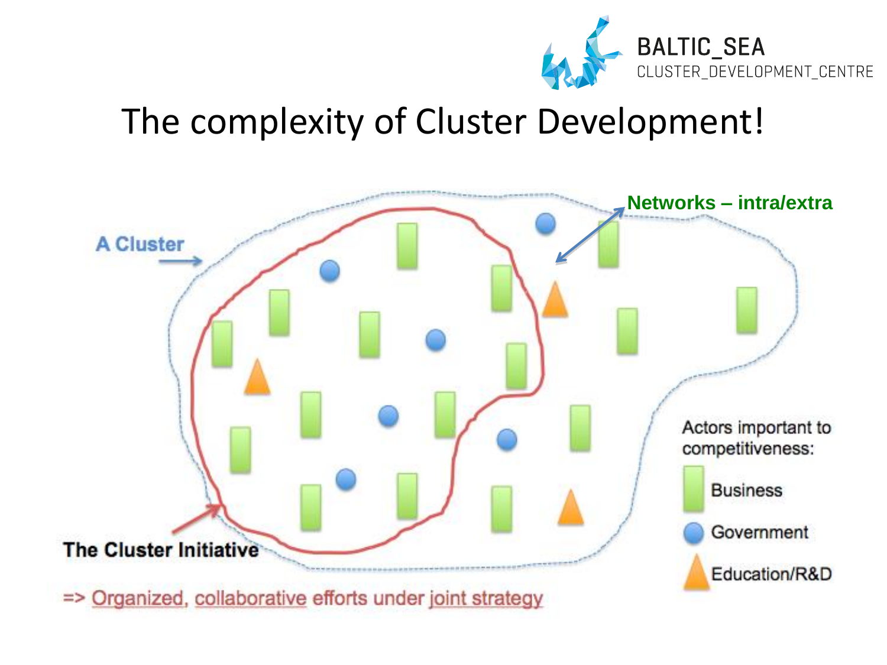# The complexity of Cluster Development!

A Cluster

Networks – intra/extra

The Cluster Initiative

=> Organized, collaborative efforts under joint strategy

Actors important to competitiveness:

- Business
- Government
- Education/R&D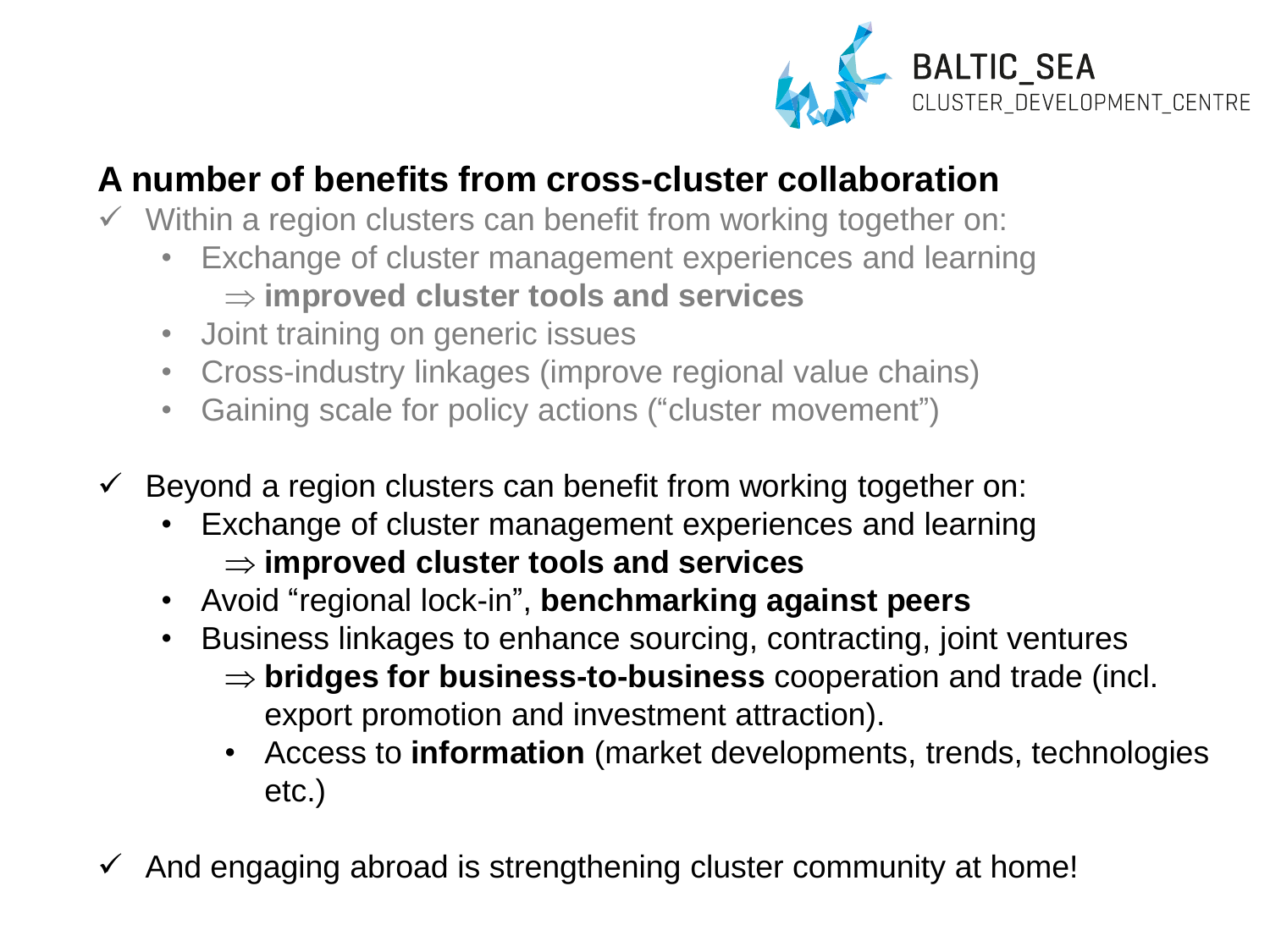## A number of benefits from cross-cluster collaboration

- ✓ Within a region clusters can benefit from working together on:
  - Exchange of cluster management experiences and learning
    ⇒ **improved cluster tools and services**
  - Joint training on generic issues
  - Cross-industry linkages (improve regional value chains)
  - Gaining scale for policy actions (“cluster movement”)

- ✓ Beyond a region clusters can benefit from working together on:
  - Exchange of cluster management experiences and learning
    ⇒ **improved cluster tools and services**
  - Avoid “regional lock-in”, **benchmarking against peers**
  - Business linkages to enhance sourcing, contracting, joint ventures
    ⇒ **bridges for business-to-business** cooperation and trade (incl. export promotion and investment attraction).
    - Access to **information** (market developments, trends, technologies etc.)

- ✓ And engaging abroad is strengthening cluster community at home!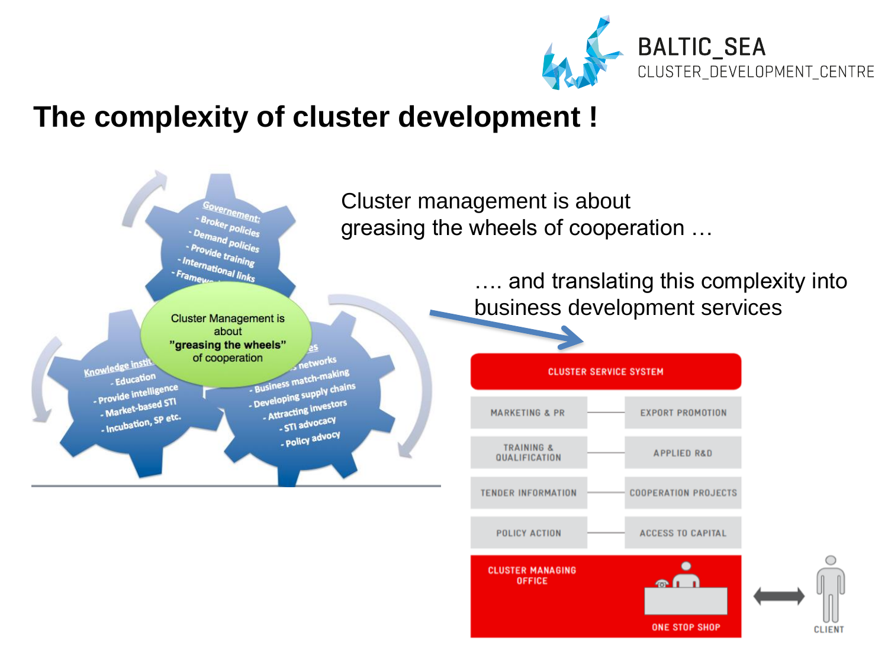# The complexity of cluster development !

Cluster management is about greasing the wheels of cooperation …

…. and translating this complexity into business development services

Governement:
- Broker policies
- Demand policies
- Provide training
- International links
- Framew...

Cluster Management is about "greasing the wheels" of cooperation

Knowledge instit...
- Education
- Provide intelligence
- Market-based STI
- Incubation, SP etc.

...es
- ... networks
- Business match-making
- Developing supply chains
- Attracting investors
- STI advocacy
- Policy advocy

CLUSTER SERVICE SYSTEM

| | |
|---|---|
| MARKETING & PR | EXPORT PROMOTION |
| TRAINING & QUALIFICATION | APPLIED R&D |
| TENDER INFORMATION | COOPERATION PROJECTS |
| POLICY ACTION | ACCESS TO CAPITAL |

CLUSTER MANAGING OFFICE

ONE STOP SHOP

CLIENT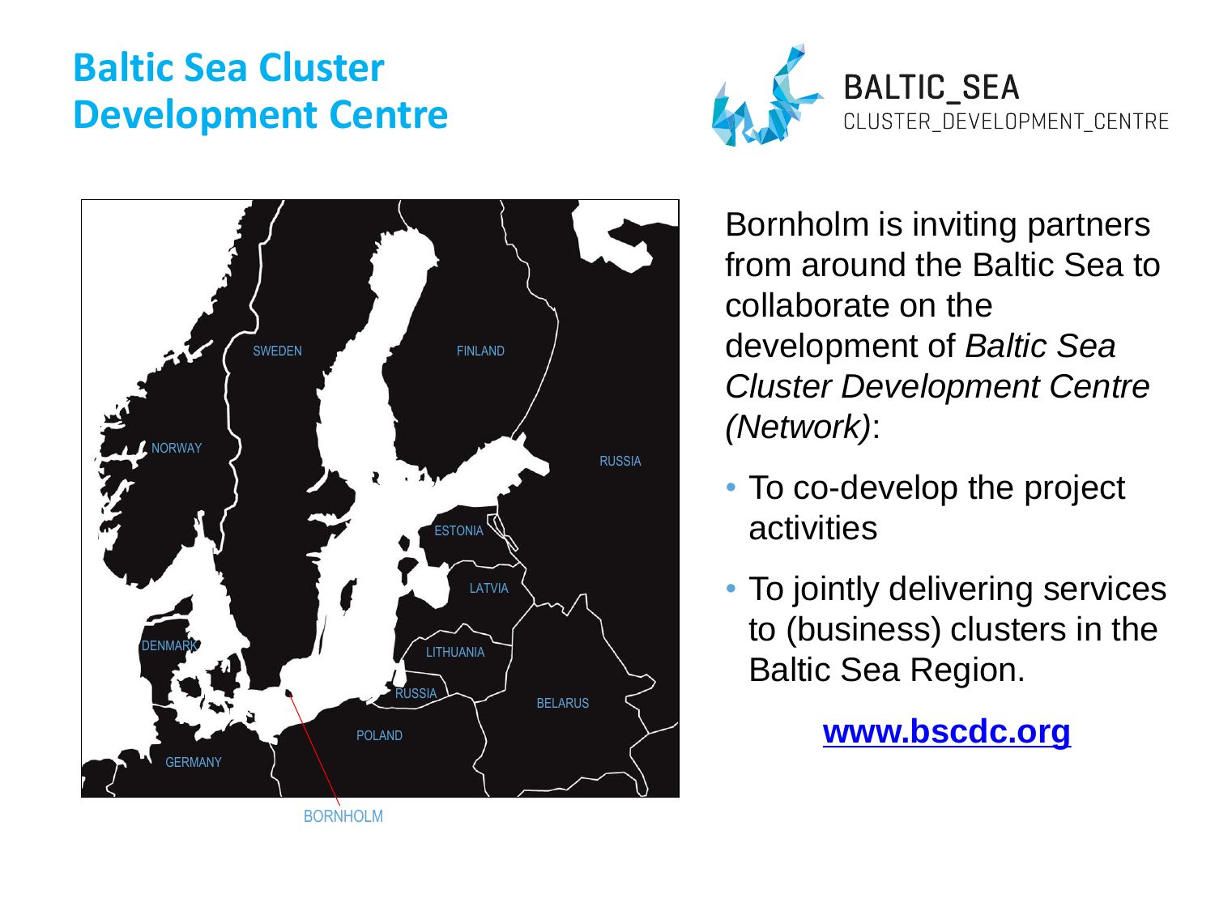# Baltic Sea Cluster Development Centre

BALTIC_SEA
CLUSTER_DEVELOPMENT_CENTRE

SWEDEN FINLAND NORWAY RUSSIA ESTONIA LATVIA DENMARK LITHUANIA RUSSIA BELARUS POLAND GERMANY

BORNHOLM

Bornholm is inviting partners from around the Baltic Sea to collaborate on the development of *Baltic Sea Cluster Development Centre (Network)*:

- To co-develop the project activities
- To jointly delivering services to (business) clusters in the Baltic Sea Region.

**[www.bscdc.org](http://www.bscdc.org)**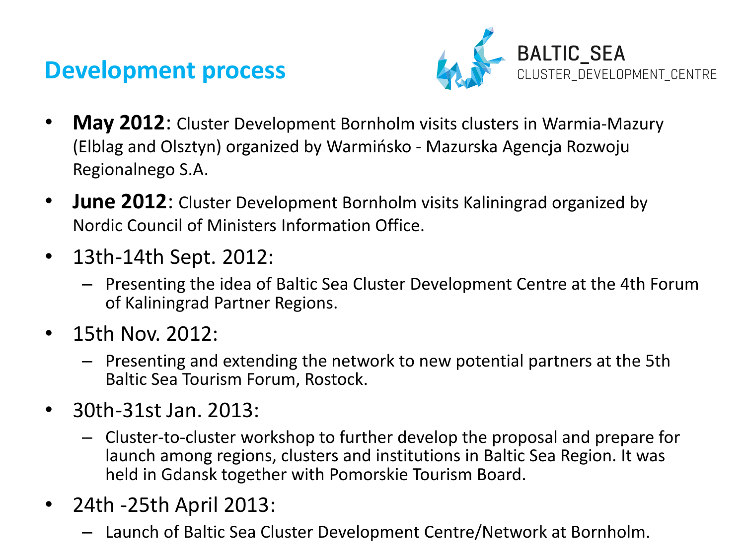# Development process

BALTIC_SEA
CLUSTER_DEVELOPMENT_CENTRE

- **May 2012**: Cluster Development Bornholm visits clusters in Warmia-Mazury (Elblag and Olsztyn) organized by Warmińsko - Mazurska Agencja Rozwoju Regionalnego S.A.
- **June 2012**: Cluster Development Bornholm visits Kaliningrad organized by Nordic Council of Ministers Information Office.
- 13th-14th Sept. 2012:
  - Presenting the idea of Baltic Sea Cluster Development Centre at the 4th Forum of Kaliningrad Partner Regions.
- 15th Nov. 2012:
  - Presenting and extending the network to new potential partners at the 5th Baltic Sea Tourism Forum, Rostock.
- 30th-31st Jan. 2013:
  - Cluster-to-cluster workshop to further develop the proposal and prepare for launch among regions, clusters and institutions in Baltic Sea Region. It was held in Gdansk together with Pomorskie Tourism Board.
- 24th -25th April 2013:
  - Launch of Baltic Sea Cluster Development Centre/Network at Bornholm.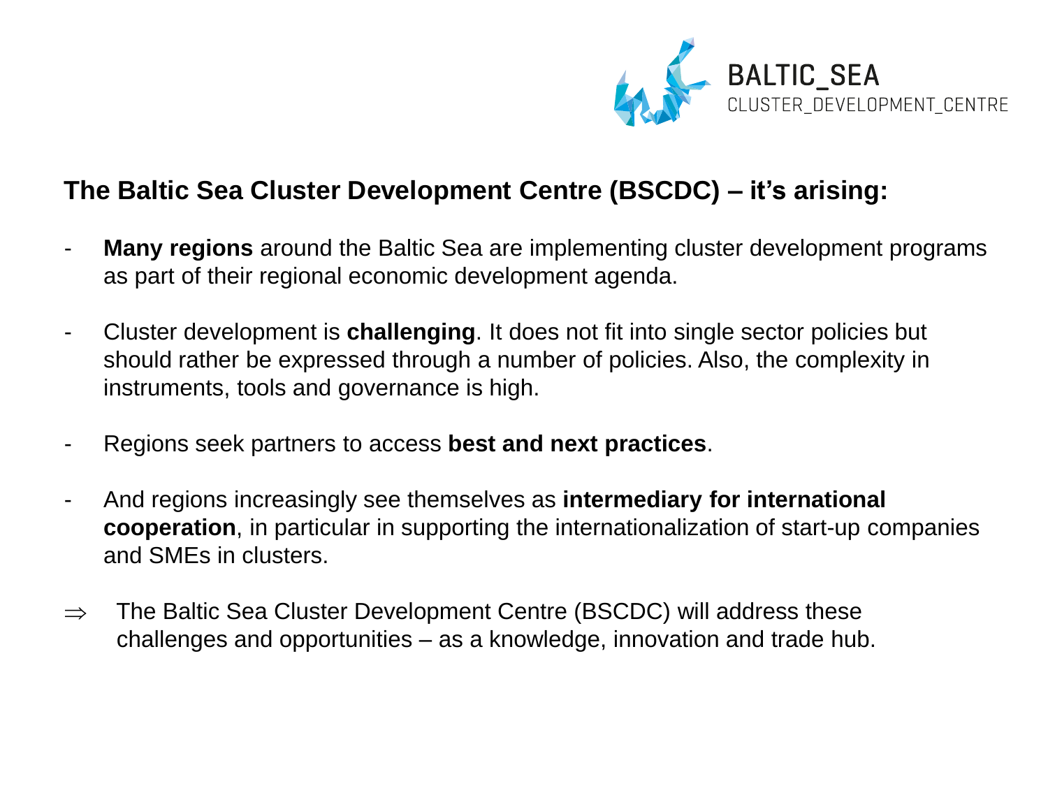## The Baltic Sea Cluster Development Centre (BSCDC) – it's arising:

- **Many regions** around the Baltic Sea are implementing cluster development programs as part of their regional economic development agenda.
- Cluster development is **challenging**. It does not fit into single sector policies but should rather be expressed through a number of policies. Also, the complexity in instruments, tools and governance is high.
- Regions seek partners to access **best and next practices**.
- And regions increasingly see themselves as **intermediary for international cooperation**, in particular in supporting the internationalization of start-up companies and SMEs in clusters.

⇒ The Baltic Sea Cluster Development Centre (BSCDC) will address these challenges and opportunities – as a knowledge, innovation and trade hub.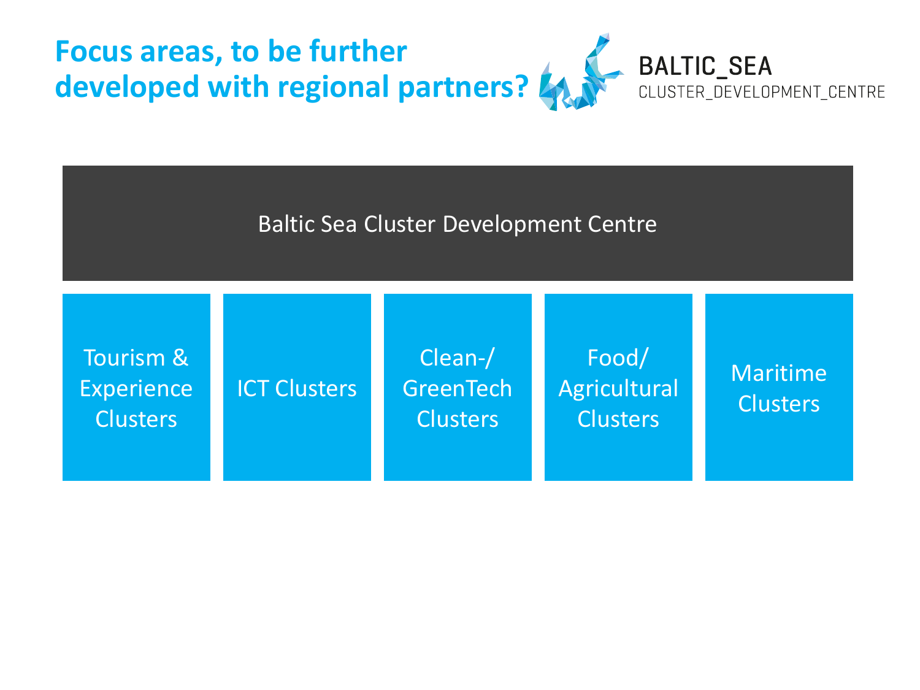# Focus areas, to be further developed with regional partners?

BALTIC_SEA
CLUSTER_DEVELOPMENT_CENTRE

Baltic Sea Cluster Development Centre

- Tourism & Experience Clusters
- ICT Clusters
- Clean-/ GreenTech Clusters
- Food/ Agricultural Clusters
- Maritime Clusters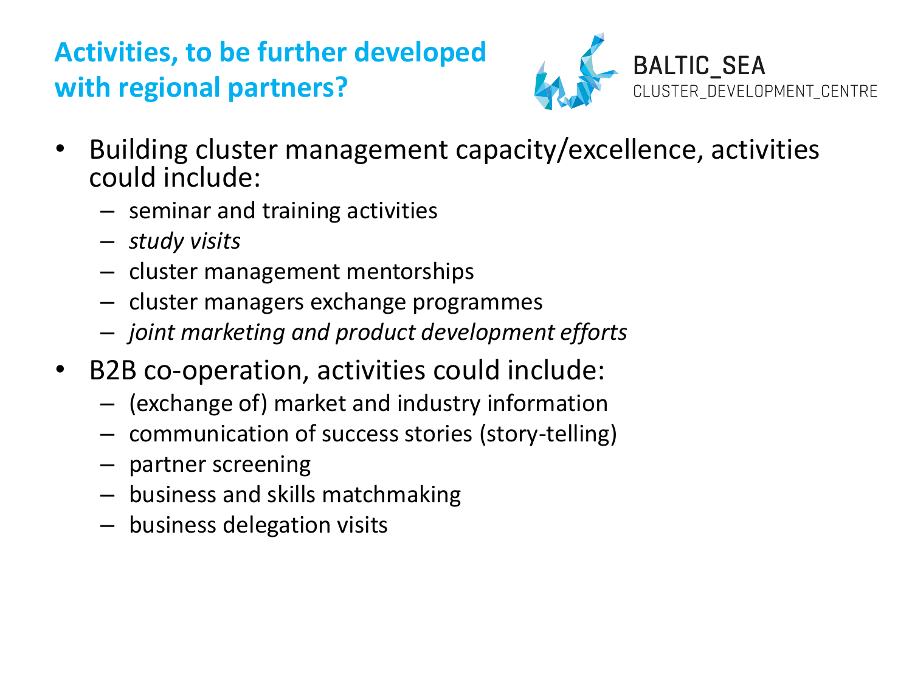# Activities, to be further developed with regional partners?

BALTIC_SEA
CLUSTER_DEVELOPMENT_CENTRE

- Building cluster management capacity/excellence, activities could include:
  - seminar and training activities
  - *study visits*
  - cluster management mentorships
  - cluster managers exchange programmes
  - *joint marketing and product development efforts*
- B2B co-operation, activities could include:
  - (exchange of) market and industry information
  - communication of success stories (story-telling)
  - partner screening
  - business and skills matchmaking
  - business delegation visits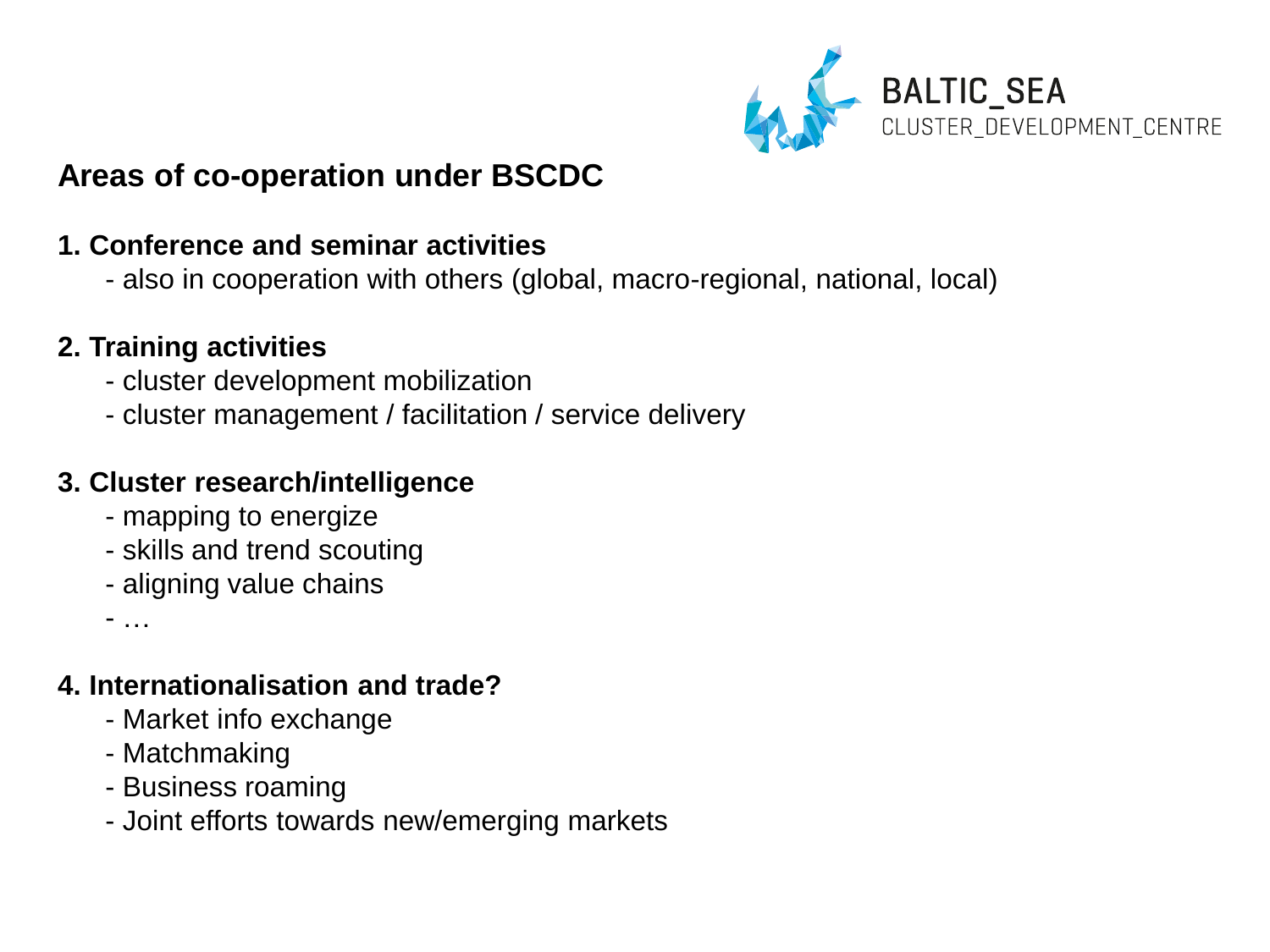BALTIC_SEA
CLUSTER_DEVELOPMENT_CENTRE

## Areas of co-operation under BSCDC

**1. Conference and seminar activities**

- also in cooperation with others (global, macro-regional, national, local)

**2. Training activities**

- cluster development mobilization
- cluster management / facilitation / service delivery

**3. Cluster research/intelligence**

- mapping to energize
- skills and trend scouting
- aligning value chains
- …

**4. Internationalisation and trade?**

- Market info exchange
- Matchmaking
- Business roaming
- Joint efforts towards new/emerging markets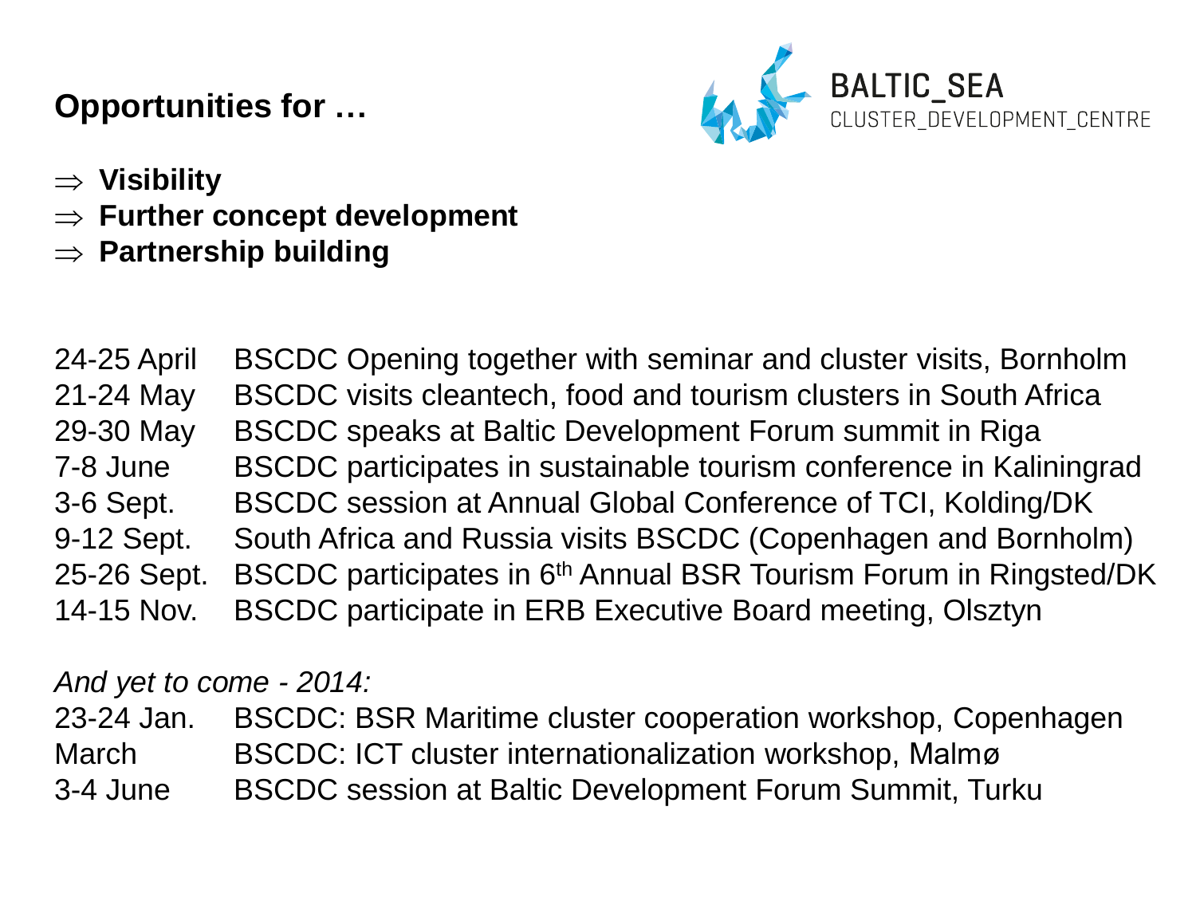## Opportunities for …

BALTIC_SEA
CLUSTER_DEVELOPMENT_CENTRE

- ⇒ **Visibility**
- ⇒ **Further concept development**
- ⇒ **Partnership building**

| | |
|---|---|
| 24-25 April | BSCDC Opening together with seminar and cluster visits, Bornholm |
| 21-24 May | BSCDC visits cleantech, food and tourism clusters in South Africa |
| 29-30 May | BSCDC speaks at Baltic Development Forum summit in Riga |
| 7-8 June | BSCDC participates in sustainable tourism conference in Kaliningrad |
| 3-6 Sept. | BSCDC session at Annual Global Conference of TCI, Kolding/DK |
| 9-12 Sept. | South Africa and Russia visits BSCDC (Copenhagen and Bornholm) |
| 25-26 Sept. | BSCDC participates in 6th Annual BSR Tourism Forum in Ringsted/DK |
| 14-15 Nov. | BSCDC participate in ERB Executive Board meeting, Olsztyn |

*And yet to come - 2014:*

| | |
|---|---|
| 23-24 Jan. | BSCDC: BSR Maritime cluster cooperation workshop, Copenhagen |
| March | BSCDC: ICT cluster internationalization workshop, Malmø |
| 3-4 June | BSCDC session at Baltic Development Forum Summit, Turku |